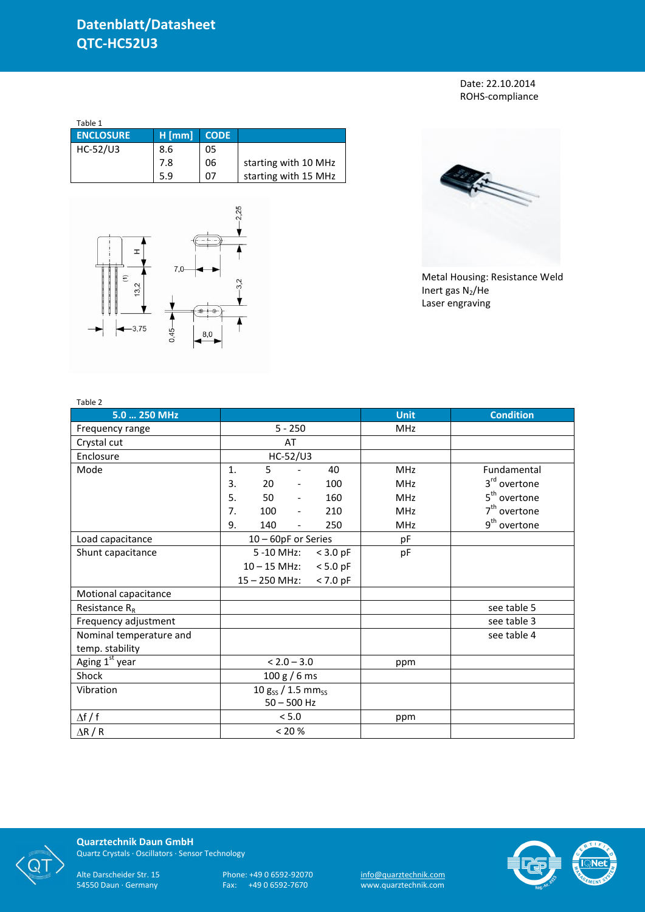# Datenblatt/Datasheet QTC-HC52U3

Date: 22.10.2014
ROHS-compliance

Table 1

| ENCLOSURE | H [mm] | CODE | |
|---|---|---|---|
| HC-52/U3 | 8.6 | 05 | |
| | 7.8 | 06 | starting with 10 MHz |
| | 5.9 | 07 | starting with 15 MHz |

Metal Housing: Resistance Weld
Inert gas $N_2$/He
Laser engraving

Table 2

| 5.0 … 250 MHz | | Unit | Condition |
|---|---|---|---|
| Frequency range | 5 - 250 | MHz | |
| Crystal cut | AT | | |
| Enclosure | HC-52/U3 | | |
| Mode | 1. 5 - 40 | MHz | Fundamental |
| | 3. 20 - 100 | MHz | 3rd overtone |
| | 5. 50 - 160 | MHz | 5th overtone |
| | 7. 100 - 210 | MHz | 7th overtone |
| | 9. 140 - 250 | MHz | 9th overtone |
| Load capacitance | 10 – 60pF or Series | pF | |
| Shunt capacitance | 5 -10 MHz: < 3.0 pF | pF | |
| | 10 – 15 MHz: < 5.0 pF | | |
| | 15 – 250 MHz: < 7.0 pF | | |
| Motional capacitance | | | |
| Resistance $R_R$ | | | see table 5 |
| Frequency adjustment | | | see table 3 |
| Nominal temperature and temp. stability | | | see table 4 |
| Aging 1st year | < 2.0 – 3.0 | ppm | |
| Shock | 100 g / 6 ms | | |
| Vibration | 10 $g_{SS}$ / 1.5 $mm_{SS}$ 50 – 500 Hz | | |
| $\Delta f / f$ | < 5.0 | ppm | |
| $\Delta R / R$ | < 20 % | | |

**Quarztechnik Daun GmbH**
Quartz Crystals · Oscillators · Sensor Technology

Alte Darscheider Str. 15
54550 Daun · Germany

Phone: +49 0 6592-92070
Fax: +49 0 6592-7670

info@quarztechnik.com
www.quarztechnik.com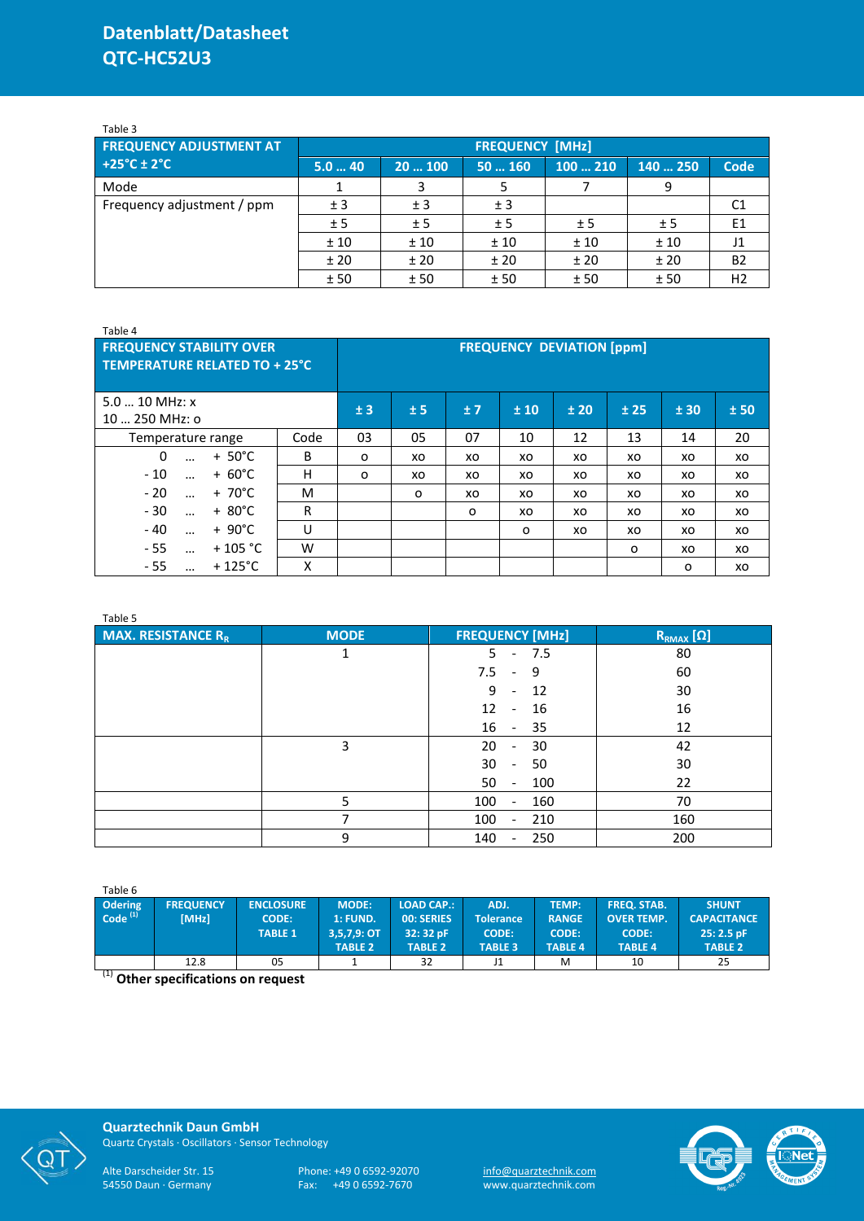Table 3

| FREQUENCY ADJUSTMENT AT +25°C ± 2°C | FREQUENCY [MHz] | | | | | |
|---|---|---|---|---|---|---|
| | 5.0 … 40 | 20 … 100 | 50 … 160 | 100 … 210 | 140 … 250 | Code |
| Mode | 1 | 3 | 5 | 7 | 9 | |
| Frequency adjustment / ppm | ± 3 | ± 3 | ± 3 | | | C1 |
| | ± 5 | ± 5 | ± 5 | ± 5 | ± 5 | E1 |
| | ± 10 | ± 10 | ± 10 | ± 10 | ± 10 | J1 |
| | ± 20 | ± 20 | ± 20 | ± 20 | ± 20 | B2 |
| | ± 50 | ± 50 | ± 50 | ± 50 | ± 50 | H2 |

Table 4

| FREQUENCY STABILITY OVER TEMPERATURE RELATED TO + 25°C | | FREQUENCY DEVIATION [ppm] | | | | | | | |
|---|---|---|---|---|---|---|---|---|---|
| 5.0 … 10 MHz: x<br>10 … 250 MHz: o | | ± 3 | ± 5 | ± 7 | ± 10 | ± 20 | ± 25 | ± 30 | ± 50 |
| Temperature range | Code | 03 | 05 | 07 | 10 | 12 | 13 | 14 | 20 |
| 0 … + 50°C | B | o | xo | xo | xo | xo | xo | xo | xo |
| - 10 … + 60°C | H | o | xo | xo | xo | xo | xo | xo | xo |
| - 20 … + 70°C | M | | o | xo | xo | xo | xo | xo | xo |
| - 30 … + 80°C | R | | | o | xo | xo | xo | xo | xo |
| - 40 … + 90°C | U | | | | o | xo | xo | xo | xo |
| - 55 … + 105 °C | W | | | | | | o | xo | xo |
| - 55 … + 125°C | X | | | | | | | o | xo |

Table 5

| MAX. RESISTANCE $R_R$ | MODE | FREQUENCY [MHz] | $R_{RMAX}$ [Ω] |
|---|---|---|---|
| | 1 | 5 - 7.5 | 80 |
| | | 7.5 - 9 | 60 |
| | | 9 - 12 | 30 |
| | | 12 - 16 | 16 |
| | | 16 - 35 | 12 |
| | 3 | 20 - 30 | 42 |
| | | 30 - 50 | 30 |
| | | 50 - 100 | 22 |
| | 5 | 100 - 160 | 70 |
| | 7 | 100 - 210 | 160 |
| | 9 | 140 - 250 | 200 |

Table 6

| Odering Code [1] | FREQUENCY [MHz] | ENCLOSURE CODE: TABLE 1 | MODE: 1: FUND. 3,5,7,9: OT TABLE 2 | LOAD CAP.: 00: SERIES 32: 32 pF TABLE 2 | ADJ. Tolerance CODE: TABLE 3 | TEMP: RANGE CODE: TABLE 4 | FREQ. STAB. OVER TEMP. CODE: TABLE 4 | SHUNT CAPACITANCE 25: 2.5 pF TABLE 2 |
|---|---|---|---|---|---|---|---|---|
| | 12.8 | 05 | 1 | 32 | J1 | M | 10 | 25 |

[1] **Other specifications on request**

**Quarztechnik Daun GmbH**
Quartz Crystals · Oscillators · Sensor Technology

Alte Darscheider Str. 15
54550 Daun · Germany

Phone: +49 0 6592-92070
Fax: +49 0 6592-7670

info@quarztechnik.com
www.quarztechnik.com